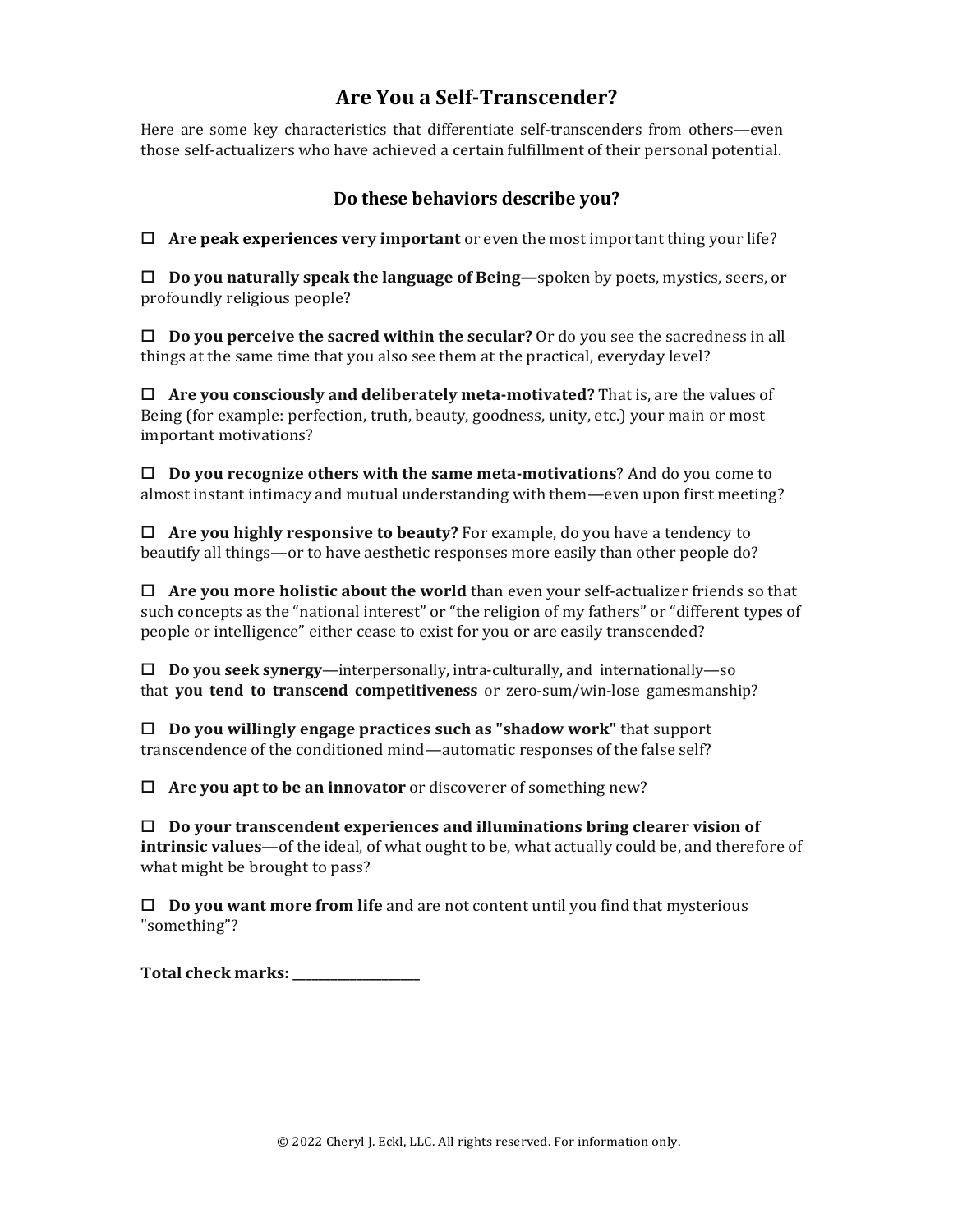# Are You a Self-Transcender?

Here are some key characteristics that differentiate self-transcenders from others—even those self-actualizers who have achieved a certain fulfillment of their personal potential.

## Do these behaviors describe you?

☐ **Are peak experiences very important** or even the most important thing your life?

☐ **Do you naturally speak the language of Being—**spoken by poets, mystics, seers, or profoundly religious people?

☐ **Do you perceive the sacred within the secular?** Or do you see the sacredness in all things at the same time that you also see them at the practical, everyday level?

☐ **Are you consciously and deliberately meta-motivated?** That is, are the values of Being (for example: perfection, truth, beauty, goodness, unity, etc.) your main or most important motivations?

☐ **Do you recognize others with the same meta-motivations**? And do you come to almost instant intimacy and mutual understanding with them—even upon first meeting?

☐ **Are you highly responsive to beauty?** For example, do you have a tendency to beautify all things—or to have aesthetic responses more easily than other people do?

☐ **Are you more holistic about the world** than even your self-actualizer friends so that such concepts as the "national interest" or "the religion of my fathers" or "different types of people or intelligence" either cease to exist for you or are easily transcended?

☐ **Do you seek synergy**—interpersonally, intra-culturally, and internationally—so that **you tend to transcend competitiveness** or zero-sum/win-lose gamesmanship?

☐ **Do you willingly engage practices such as "shadow work"** that support transcendence of the conditioned mind—automatic responses of the false self?

☐ **Are you apt to be an innovator** or discoverer of something new?

☐ **Do your transcendent experiences and illuminations bring clearer vision of intrinsic values**—of the ideal, of what ought to be, what actually could be, and therefore of what might be brought to pass?

☐ **Do you want more from life** and are not content until you find that mysterious "something"?

**Total check marks: ____________________**

© 2022 Cheryl J. Eckl, LLC. All rights reserved. For information only.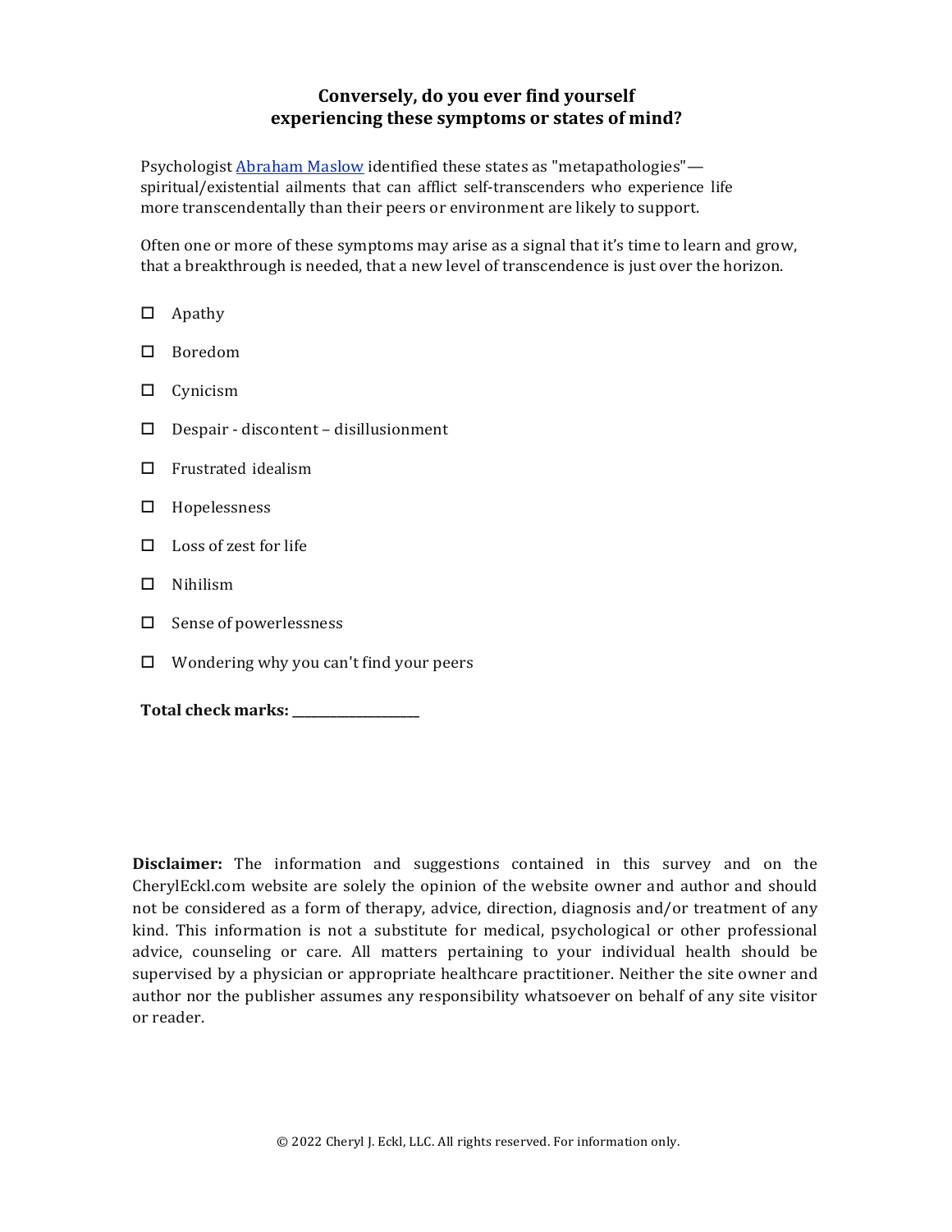## Conversely, do you ever find yourself experiencing these symptoms or states of mind?

Psychologist Abraham Maslow identified these states as "metapathologies"—spiritual/existential ailments that can afflict self-transcenders who experience life more transcendentally than their peers or environment are likely to support.

Often one or more of these symptoms may arise as a signal that it's time to learn and grow, that a breakthrough is needed, that a new level of transcendence is just over the horizon.

- ☐ Apathy
- ☐ Boredom
- ☐ Cynicism
- ☐ Despair - discontent – disillusionment
- ☐ Frustrated idealism
- ☐ Hopelessness
- ☐ Loss of zest for life
- ☐ Nihilism
- ☐ Sense of powerlessness
- ☐ Wondering why you can't find your peers

**Total check marks:** ____________________

**Disclaimer:** The information and suggestions contained in this survey and on the CherylEckl.com website are solely the opinion of the website owner and author and should not be considered as a form of therapy, advice, direction, diagnosis and/or treatment of any kind. This information is not a substitute for medical, psychological or other professional advice, counseling or care. All matters pertaining to your individual health should be supervised by a physician or appropriate healthcare practitioner. Neither the site owner and author nor the publisher assumes any responsibility whatsoever on behalf of any site visitor or reader.

© 2022 Cheryl J. Eckl, LLC. All rights reserved. For information only.